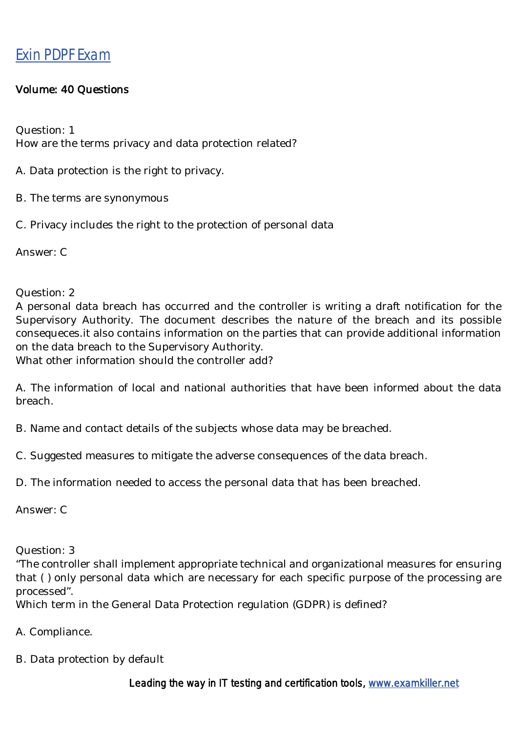# Exin PDPF Exam

**Volume: 40 Questions**

Question: 1
How are the terms privacy and data protection related?

A. Data protection is the right to privacy.

B. The terms are synonymous

C. Privacy includes the right to the protection of personal data

Answer: C

Question: 2
A personal data breach has occurred and the controller is writing a draft notification for the Supervisory Authority. The document describes the nature of the breach and its possible consequeces.it also contains information on the parties that can provide additional information on the data breach to the Supervisory Authority.
What other information should the controller add?

A. The information of local and national authorities that have been informed about the data breach.

B. Name and contact details of the subjects whose data may be breached.

C. Suggested measures to mitigate the adverse consequences of the data breach.

D. The information needed to access the personal data that has been breached.

Answer: C

Question: 3
"The controller shall implement appropriate technical and organizational measures for ensuring that ( ) only personal data which are necessary for each specific purpose of the processing are processed".
Which term in the General Data Protection regulation (GDPR) is defined?

A. Compliance.

B. Data protection by default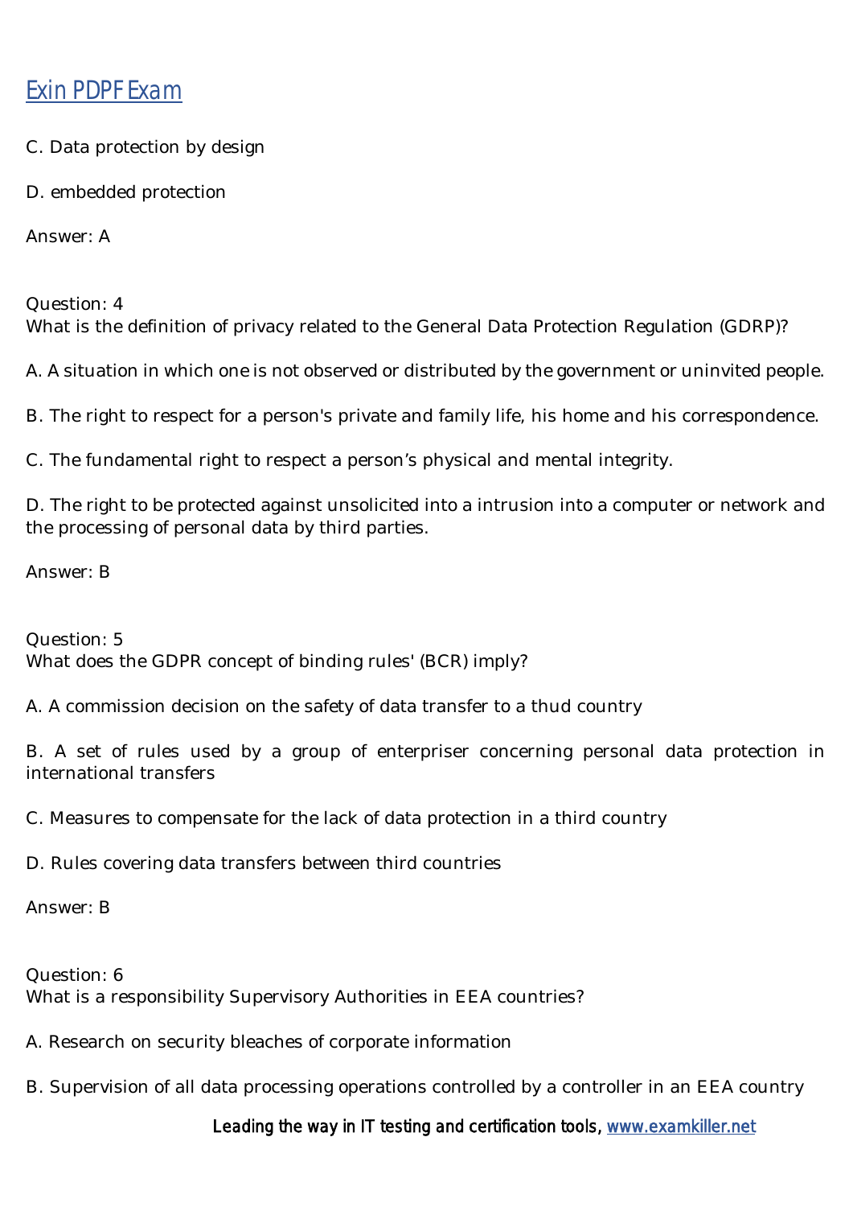C. Data protection by design

D. embedded protection

Answer: A

Question: 4
What is the definition of privacy related to the General Data Protection Regulation (GDRP)?

A. A situation in which one is not observed or distributed by the government or uninvited people.

B. The right to respect for a person's private and family life, his home and his correspondence.

C. The fundamental right to respect a person's physical and mental integrity.

D. The right to be protected against unsolicited into a intrusion into a computer or network and the processing of personal data by third parties.

Answer: B

Question: 5
What does the GDPR concept of binding rules' (BCR) imply?

A. A commission decision on the safety of data transfer to a thud country

B. A set of rules used by a group of enterpriser concerning personal data protection in international transfers

C. Measures to compensate for the lack of data protection in a third country

D. Rules covering data transfers between third countries

Answer: B

Question: 6
What is a responsibility Supervisory Authorities in EEA countries?

A. Research on security bleaches of corporate information

B. Supervision of all data processing operations controlled by a controller in an EEA country